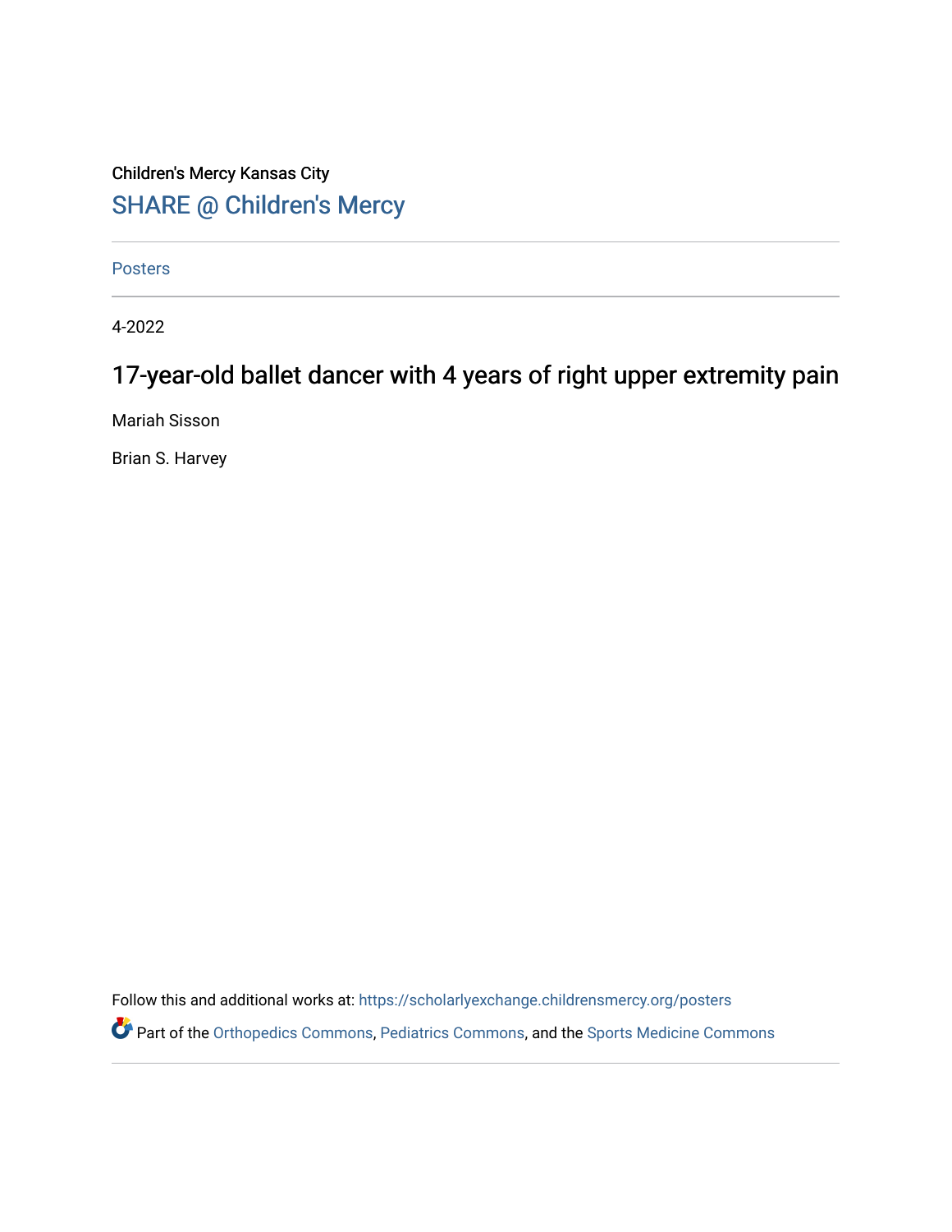Children's Mercy Kansas City

SHARE @ Children's Mercy

Posters

4-2022

# 17-year-old ballet dancer with 4 years of right upper extremity pain

Mariah Sisson

Brian S. Harvey

Follow this and additional works at: https://scholarlyexchange.childrensmercy.org/posters

Part of the Orthopedics Commons, Pediatrics Commons, and the Sports Medicine Commons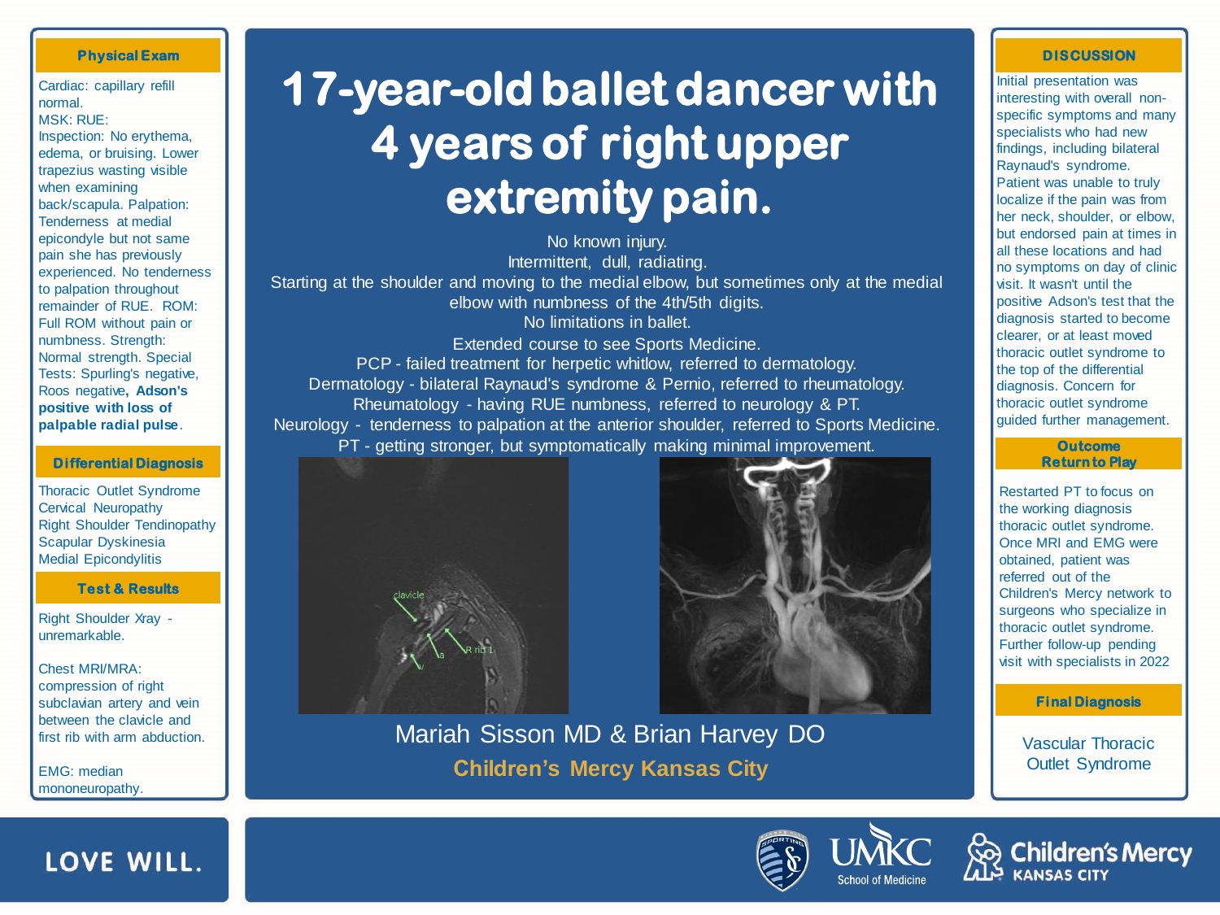# 17-year-old ballet dancer with 4 years of right upper extremity pain.

No known injury.
Intermittent, dull, radiating.
Starting at the shoulder and moving to the medial elbow, but sometimes only at the medial elbow with numbness of the 4th/5th digits.
No limitations in ballet.
Extended course to see Sports Medicine.
PCP - failed treatment for herpetic whitlow, referred to dermatology.
Dermatology - bilateral Raynaud's syndrome & Pernio, referred to rheumatology.
Rheumatology - having RUE numbness, referred to neurology & PT.
Neurology - tenderness to palpation at the anterior shoulder, referred to Sports Medicine.
PT - getting stronger, but symptomatically making minimal improvement.

Mariah Sisson MD & Brian Harvey DO

**Children's Mercy Kansas City**

## Physical Exam

Cardiac: capillary refill normal.
MSK: RUE:
Inspection: No erythema, edema, or bruising. Lower trapezius wasting visible when examining back/scapula. Palpation: Tenderness at medial epicondyle but not same pain she has previously experienced. No tenderness to palpation throughout remainder of RUE. ROM: Full ROM without pain or numbness. Strength: Normal strength. Special Tests: Spurling's negative, Roos negative**, Adson's positive with loss of palpable radial pulse**.

## Differential Diagnosis

Thoracic Outlet Syndrome
Cervical Neuropathy
Right Shoulder Tendinopathy
Scapular Dyskinesia
Medial Epicondylitis

## Test & Results

Right Shoulder Xray - unremarkable.

Chest MRI/MRA: compression of right subclavian artery and vein between the clavicle and first rib with arm abduction.

EMG: median mononeuropathy.

## DISCUSSION

Initial presentation was interesting with overall non-specific symptoms and many specialists who had new findings, including bilateral Raynaud's syndrome. Patient was unable to truly localize if the pain was from her neck, shoulder, or elbow, but endorsed pain at times in all these locations and had no symptoms on day of clinic visit. It wasn't until the positive Adson's test that the diagnosis started to become clearer, or at least moved thoracic outlet syndrome to the top of the differential diagnosis. Concern for thoracic outlet syndrome guided further management.

## Outcome Return to Play

Restarted PT to focus on the working diagnosis thoracic outlet syndrome. Once MRI and EMG were obtained, patient was referred out of the Children's Mercy network to surgeons who specialize in thoracic outlet syndrome. Further follow-up pending visit with specialists in 2022

## Final Diagnosis

Vascular Thoracic Outlet Syndrome

LOVE WILL.